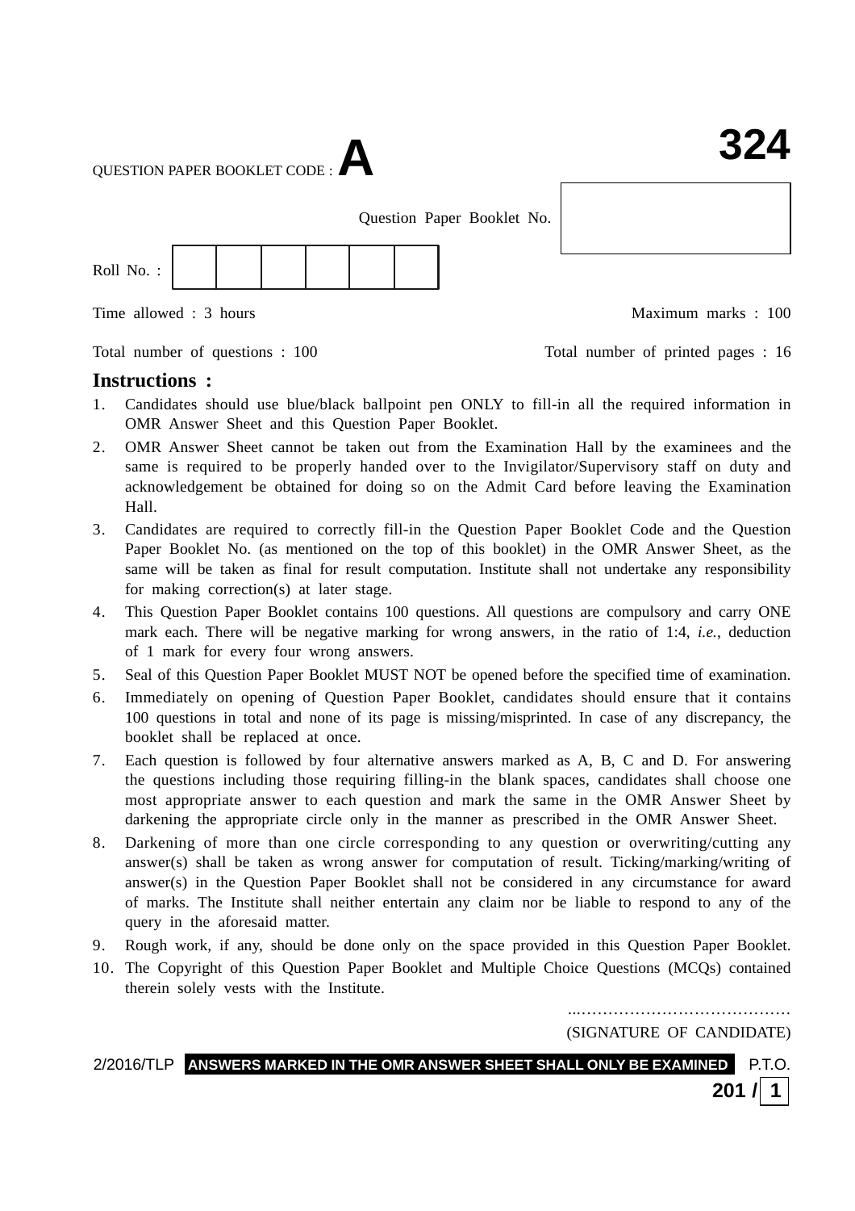QUESTION PAPER BOOKLET CODE : **A**

**324**

Question Paper Booklet No. 

Roll No. :

Time allowed : 3 hours

Maximum marks : 100

Total number of questions : 100

Total number of printed pages : 16

## Instructions :

1. Candidates should use blue/black ballpoint pen ONLY to fill-in all the required information in OMR Answer Sheet and this Question Paper Booklet.
2. OMR Answer Sheet cannot be taken out from the Examination Hall by the examinees and the same is required to be properly handed over to the Invigilator/Supervisory staff on duty and acknowledgement be obtained for doing so on the Admit Card before leaving the Examination Hall.
3. Candidates are required to correctly fill-in the Question Paper Booklet Code and the Question Paper Booklet No. (as mentioned on the top of this booklet) in the OMR Answer Sheet, as the same will be taken as final for result computation. Institute shall not undertake any responsibility for making correction(s) at later stage.
4. This Question Paper Booklet contains 100 questions. All questions are compulsory and carry ONE mark each. There will be negative marking for wrong answers, in the ratio of 1:4, *i.e.*, deduction of 1 mark for every four wrong answers.
5. Seal of this Question Paper Booklet MUST NOT be opened before the specified time of examination.
6. Immediately on opening of Question Paper Booklet, candidates should ensure that it contains 100 questions in total and none of its page is missing/misprinted. In case of any discrepancy, the booklet shall be replaced at once.
7. Each question is followed by four alternative answers marked as A, B, C and D. For answering the questions including those requiring filling-in the blank spaces, candidates shall choose one most appropriate answer to each question and mark the same in the OMR Answer Sheet by darkening the appropriate circle only in the manner as prescribed in the OMR Answer Sheet.
8. Darkening of more than one circle corresponding to any question or overwriting/cutting any answer(s) shall be taken as wrong answer for computation of result. Ticking/marking/writing of answer(s) in the Question Paper Booklet shall not be considered in any circumstance for award of marks. The Institute shall neither entertain any claim nor be liable to respond to any of the query in the aforesaid matter.
9. Rough work, if any, should be done only on the space provided in this Question Paper Booklet.
10. The Copyright of this Question Paper Booklet and Multiple Choice Questions (MCQs) contained therein solely vests with the Institute.

.........................................

(SIGNATURE OF CANDIDATE)

2/2016/TLP **ANSWERS MARKED IN THE OMR ANSWER SHEET SHALL ONLY BE EXAMINED** P.T.O.

**201 / 1**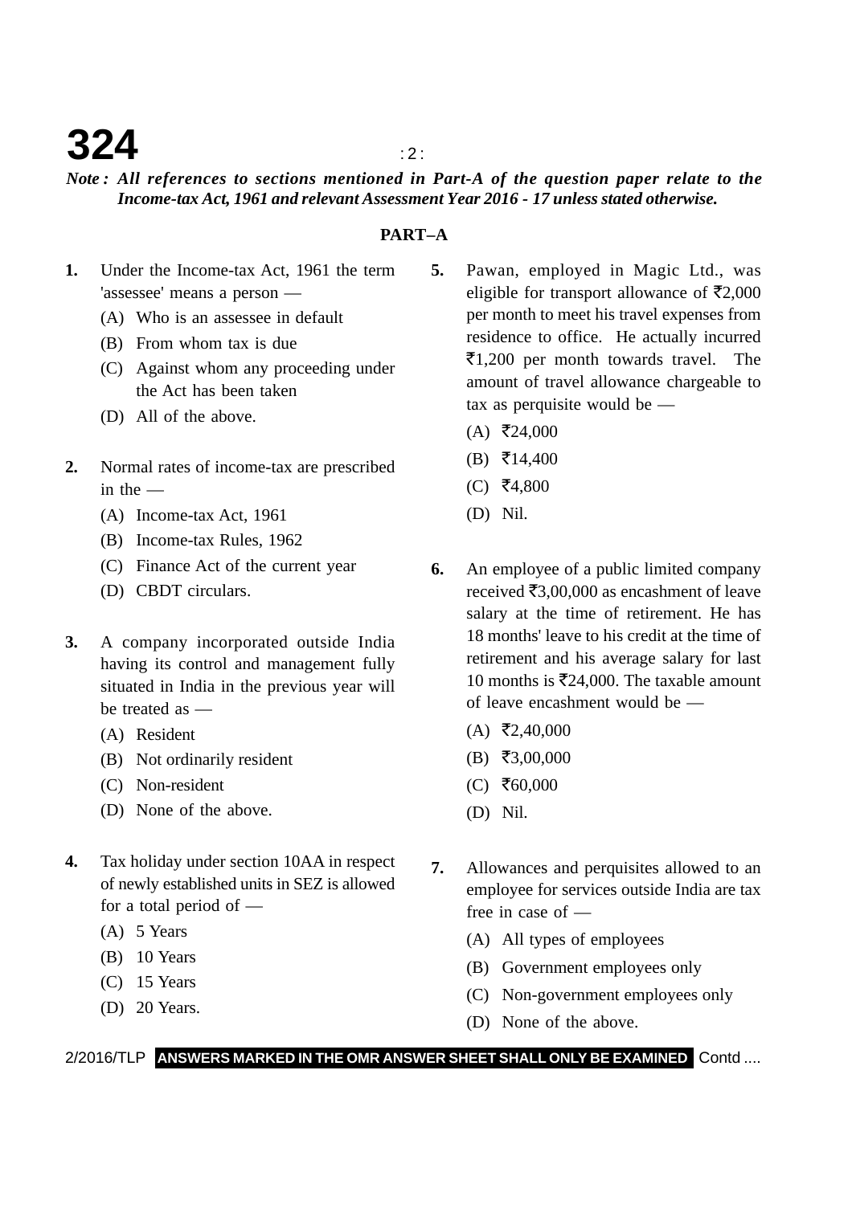*Note : All references to sections mentioned in Part-A of the question paper relate to the Income-tax Act, 1961 and relevant Assessment Year 2016 - 17 unless stated otherwise.*

## PART–A

**1.** Under the Income-tax Act, 1961 the term 'assessee' means a person —

(A) Who is an assessee in default

(B) From whom tax is due

(C) Against whom any proceeding under the Act has been taken

(D) All of the above.

**2.** Normal rates of income-tax are prescribed in the —

(A) Income-tax Act, 1961

(B) Income-tax Rules, 1962

(C) Finance Act of the current year

(D) CBDT circulars.

**3.** A company incorporated outside India having its control and management fully situated in India in the previous year will be treated as —

(A) Resident

(B) Not ordinarily resident

(C) Non-resident

(D) None of the above.

**4.** Tax holiday under section 10AA in respect of newly established units in SEZ is allowed for a total period of —

(A) 5 Years

(B) 10 Years

(C) 15 Years

(D) 20 Years.

**5.** Pawan, employed in Magic Ltd., was eligible for transport allowance of ₹2,000 per month to meet his travel expenses from residence to office. He actually incurred ₹1,200 per month towards travel. The amount of travel allowance chargeable to tax as perquisite would be —

(A) ₹24,000

(B) ₹14,400

(C) ₹4,800

(D) Nil.

**6.** An employee of a public limited company received ₹3,00,000 as encashment of leave salary at the time of retirement. He has 18 months' leave to his credit at the time of retirement and his average salary for last 10 months is ₹24,000. The taxable amount of leave encashment would be —

(A) ₹2,40,000

(B) ₹3,00,000

(C) ₹60,000

(D) Nil.

**7.** Allowances and perquisites allowed to an employee for services outside India are tax free in case of —

(A) All types of employees

(B) Government employees only

(C) Non-government employees only

(D) None of the above.

**ANSWERS MARKED IN THE OMR ANSWER SHEET SHALL ONLY BE EXAMINED**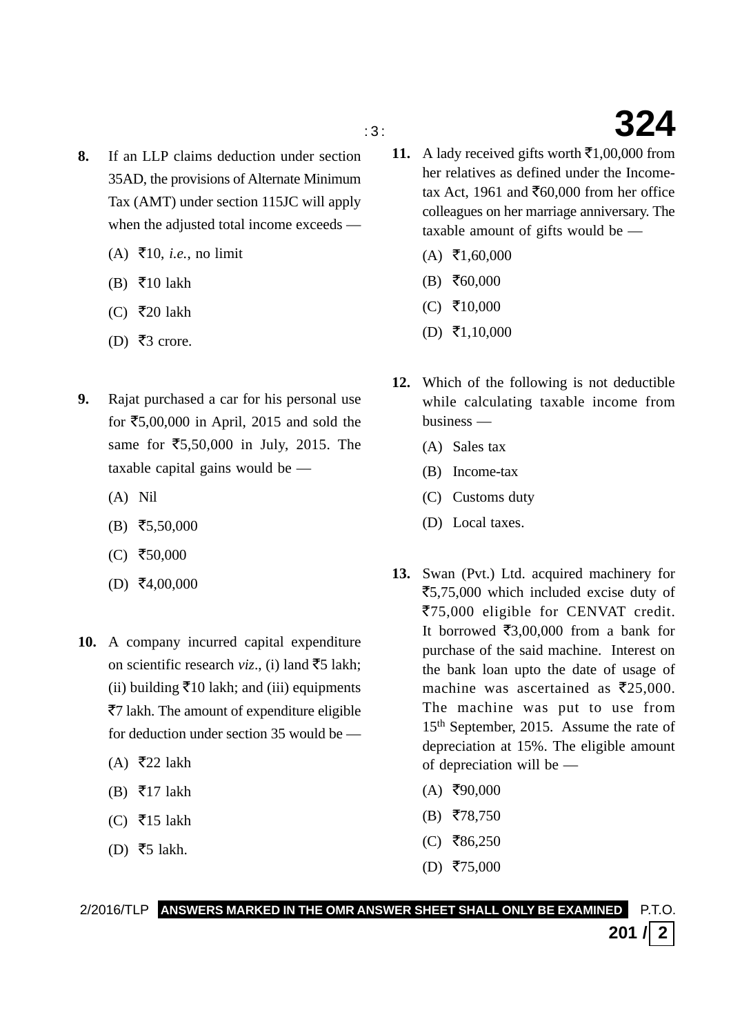**8.** If an LLP claims deduction under section 35AD, the provisions of Alternate Minimum Tax (AMT) under section 115JC will apply when the adjusted total income exceeds —

(A) ₹10, *i.e.*, no limit

(B) ₹10 lakh

(C) ₹20 lakh

(D) ₹3 crore.

**9.** Rajat purchased a car for his personal use for ₹5,00,000 in April, 2015 and sold the same for ₹5,50,000 in July, 2015. The taxable capital gains would be —

(A) Nil

(B) ₹5,50,000

(C) ₹50,000

(D) ₹4,00,000

**10.** A company incurred capital expenditure on scientific research *viz*., (i) land ₹5 lakh; (ii) building ₹10 lakh; and (iii) equipments ₹7 lakh. The amount of expenditure eligible for deduction under section 35 would be —

(A) ₹22 lakh

(B) ₹17 lakh

(C) ₹15 lakh

(D) ₹5 lakh.

**11.** A lady received gifts worth ₹1,00,000 from her relatives as defined under the Income-tax Act, 1961 and ₹60,000 from her office colleagues on her marriage anniversary. The taxable amount of gifts would be —

(A) ₹1,60,000

(B) ₹60,000

(C) ₹10,000

(D) ₹1,10,000

**12.** Which of the following is not deductible while calculating taxable income from business —

(A) Sales tax

(B) Income-tax

(C) Customs duty

(D) Local taxes.

**13.** Swan (Pvt.) Ltd. acquired machinery for ₹5,75,000 which included excise duty of ₹75,000 eligible for CENVAT credit. It borrowed ₹3,00,000 from a bank for purchase of the said machine. Interest on the bank loan upto the date of usage of machine was ascertained as ₹25,000. The machine was put to use from 15th September, 2015. Assume the rate of depreciation at 15%. The eligible amount of depreciation will be —

(A) ₹90,000

(B) ₹78,750

(C) ₹86,250

(D) ₹75,000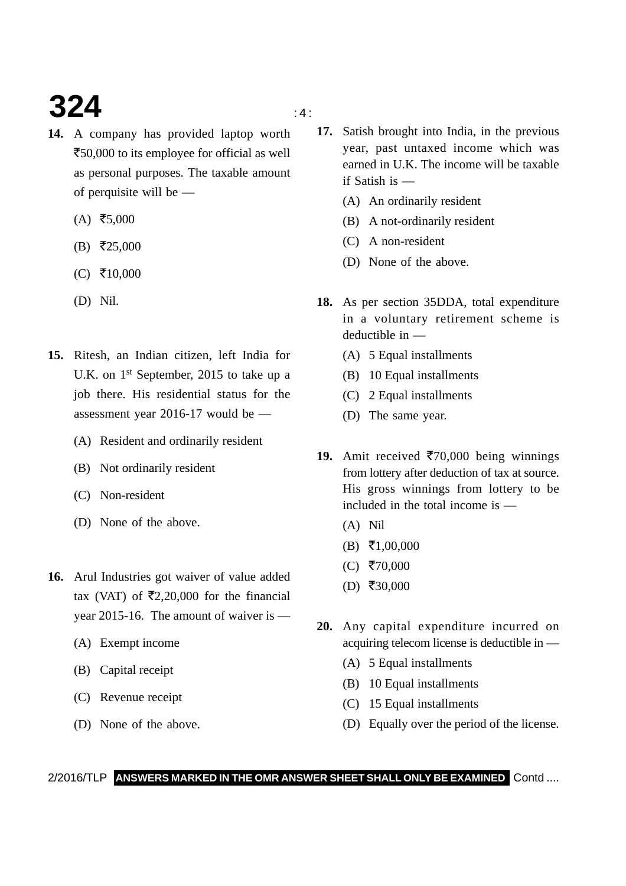**14.** A company has provided laptop worth ₹50,000 to its employee for official as well as personal purposes. The taxable amount of perquisite will be —

(A) ₹5,000

(B) ₹25,000

(C) ₹10,000

(D) Nil.

**15.** Ritesh, an Indian citizen, left India for U.K. on 1st September, 2015 to take up a job there. His residential status for the assessment year 2016-17 would be —

(A) Resident and ordinarily resident

(B) Not ordinarily resident

(C) Non-resident

(D) None of the above.

**16.** Arul Industries got waiver of value added tax (VAT) of ₹2,20,000 for the financial year 2015-16. The amount of waiver is —

(A) Exempt income

(B) Capital receipt

(C) Revenue receipt

(D) None of the above.

**17.** Satish brought into India, in the previous year, past untaxed income which was earned in U.K. The income will be taxable if Satish is —

(A) An ordinarily resident

(B) A not-ordinarily resident

(C) A non-resident

(D) None of the above.

**18.** As per section 35DDA, total expenditure in a voluntary retirement scheme is deductible in —

(A) 5 Equal installments

(B) 10 Equal installments

(C) 2 Equal installments

(D) The same year.

**19.** Amit received ₹70,000 being winnings from lottery after deduction of tax at source. His gross winnings from lottery to be included in the total income is —

(A) Nil

(B) ₹1,00,000

(C) ₹70,000

(D) ₹30,000

**20.** Any capital expenditure incurred on acquiring telecom license is deductible in —

(A) 5 Equal installments

(B) 10 Equal installments

(C) 15 Equal installments

(D) Equally over the period of the license.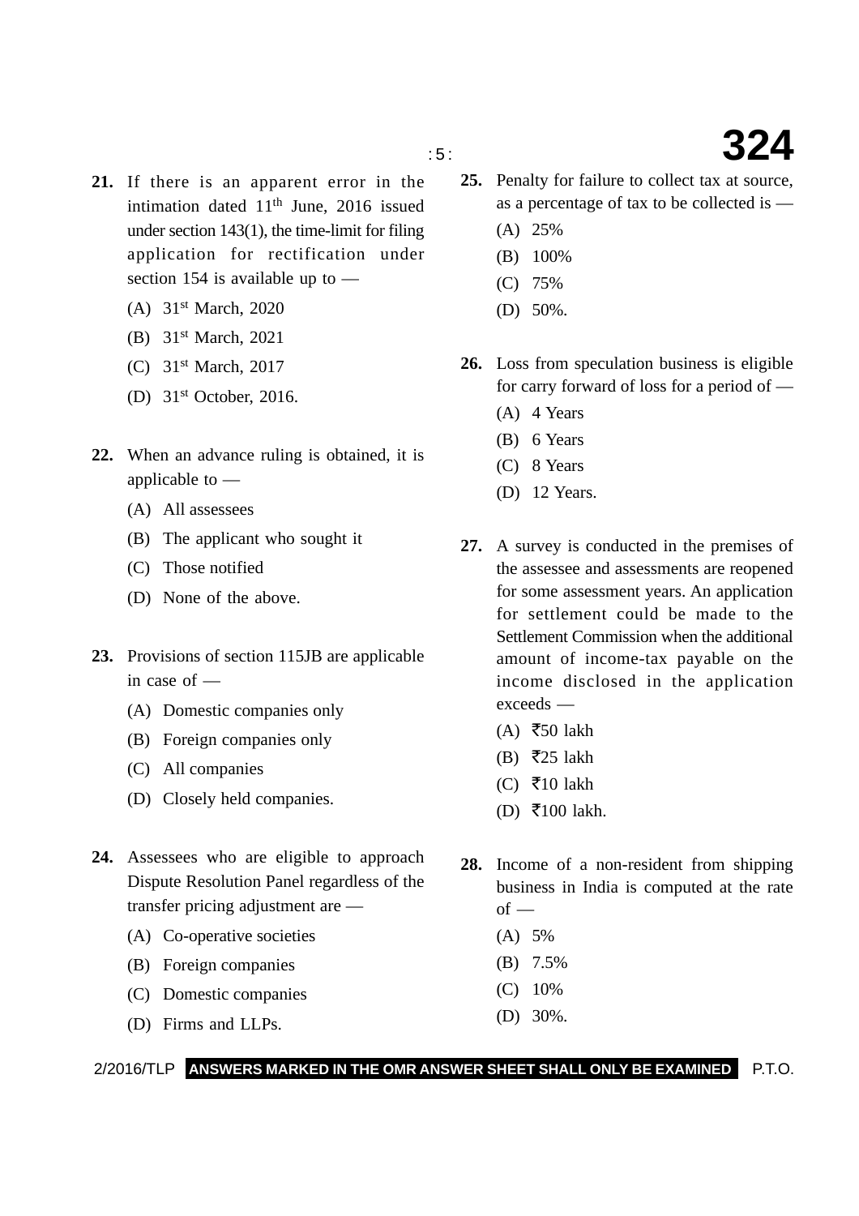**21.** If there is an apparent error in the intimation dated 11th June, 2016 issued under section 143(1), the time-limit for filing application for rectification under section 154 is available up to —

(A) 31st March, 2020

(B) 31st March, 2021

(C) 31st March, 2017

(D) 31st October, 2016.

**22.** When an advance ruling is obtained, it is applicable to —

(A) All assessees

(B) The applicant who sought it

(C) Those notified

(D) None of the above.

**23.** Provisions of section 115JB are applicable in case of —

(A) Domestic companies only

(B) Foreign companies only

(C) All companies

(D) Closely held companies.

**24.** Assessees who are eligible to approach Dispute Resolution Panel regardless of the transfer pricing adjustment are —

(A) Co-operative societies

(B) Foreign companies

(C) Domestic companies

(D) Firms and LLPs.

**25.** Penalty for failure to collect tax at source, as a percentage of tax to be collected is —

(A) 25%

(B) 100%

(C) 75%

(D) 50%.

**26.** Loss from speculation business is eligible for carry forward of loss for a period of —

(A) 4 Years

(B) 6 Years

(C) 8 Years

(D) 12 Years.

**27.** A survey is conducted in the premises of the assessee and assessments are reopened for some assessment years. An application for settlement could be made to the Settlement Commission when the additional amount of income-tax payable on the income disclosed in the application exceeds —

(A) ₹50 lakh

(B) ₹25 lakh

(C) ₹10 lakh

(D) ₹100 lakh.

**28.** Income of a non-resident from shipping business in India is computed at the rate of —

(A) 5%

(B) 7.5%

(C) 10%

(D) 30%.

**ANSWERS MARKED IN THE OMR ANSWER SHEET SHALL ONLY BE EXAMINED**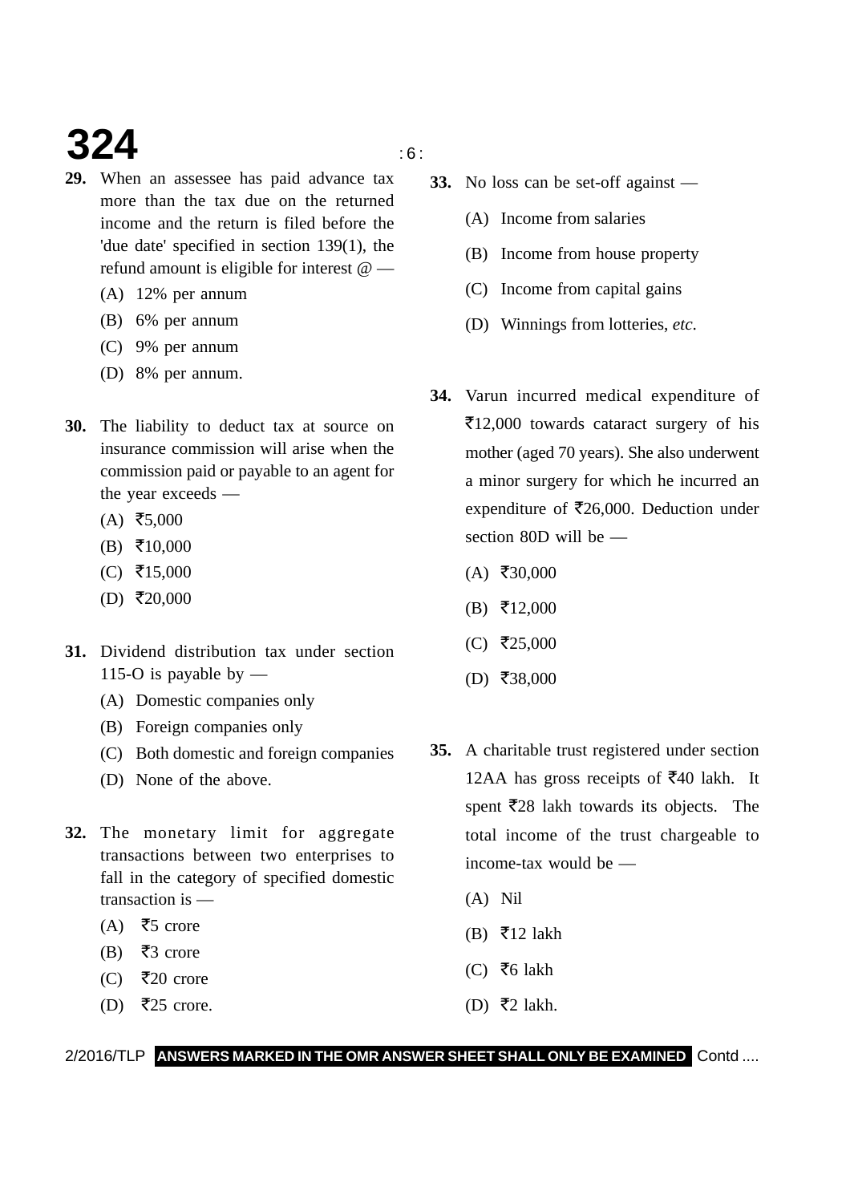**29.** When an assessee has paid advance tax more than the tax due on the returned income and the return is filed before the 'due date' specified in section 139(1), the refund amount is eligible for interest @ —

(A) 12% per annum

(B) 6% per annum

(C) 9% per annum

(D) 8% per annum.

**30.** The liability to deduct tax at source on insurance commission will arise when the commission paid or payable to an agent for the year exceeds —

(A) ₹5,000

(B) ₹10,000

(C) ₹15,000

(D) ₹20,000

**31.** Dividend distribution tax under section 115-O is payable by —

(A) Domestic companies only

(B) Foreign companies only

(C) Both domestic and foreign companies

(D) None of the above.

**32.** The monetary limit for aggregate transactions between two enterprises to fall in the category of specified domestic transaction is —

(A) ₹5 crore

(B) ₹3 crore

(C) ₹20 crore

(D) ₹25 crore.

**33.** No loss can be set-off against —

(A) Income from salaries

(B) Income from house property

(C) Income from capital gains

(D) Winnings from lotteries, *etc.*

**34.** Varun incurred medical expenditure of ₹12,000 towards cataract surgery of his mother (aged 70 years). She also underwent a minor surgery for which he incurred an expenditure of ₹26,000. Deduction under section 80D will be —

(A) ₹30,000

(B) ₹12,000

(C) ₹25,000

(D) ₹38,000

**35.** A charitable trust registered under section 12AA has gross receipts of ₹40 lakh. It spent ₹28 lakh towards its objects. The total income of the trust chargeable to income-tax would be —

(A) Nil

(B) ₹12 lakh

(C) ₹6 lakh

(D) ₹2 lakh.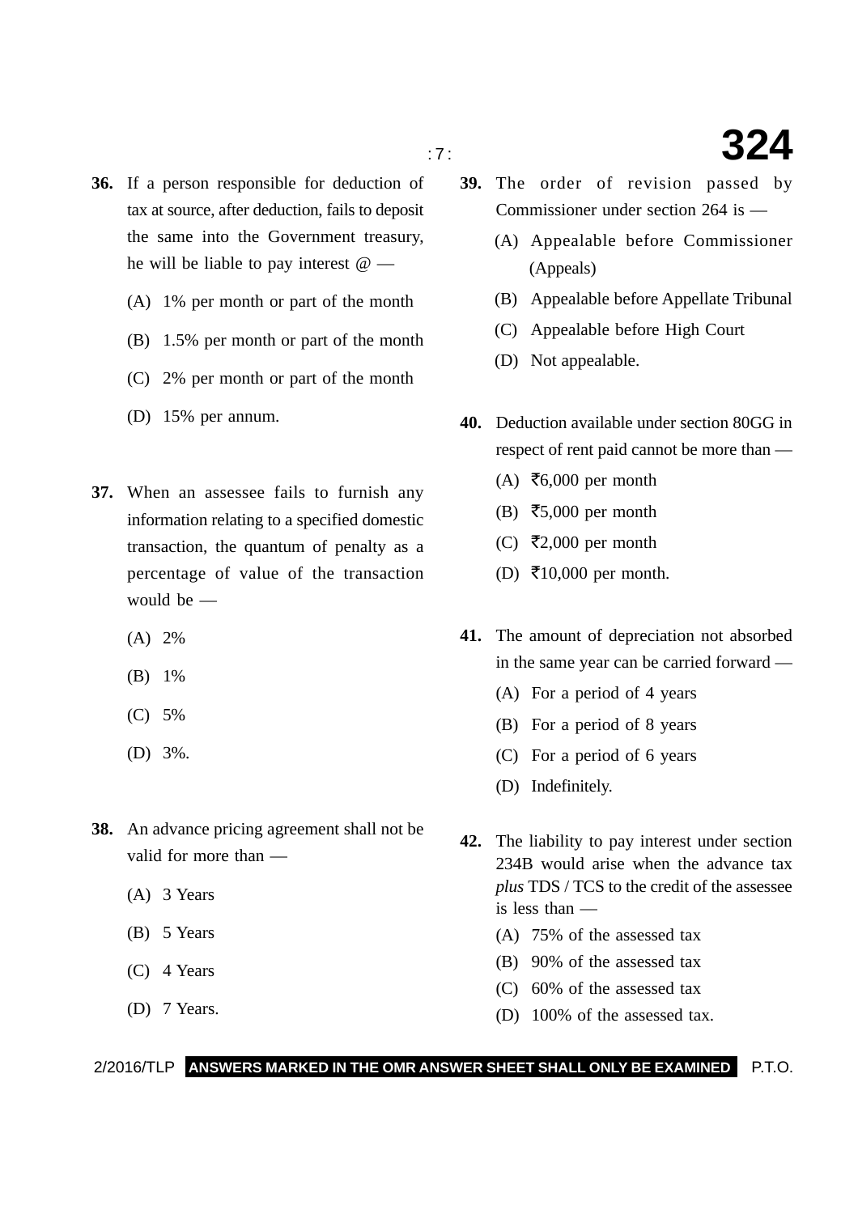**36.** If a person responsible for deduction of tax at source, after deduction, fails to deposit the same into the Government treasury, he will be liable to pay interest @ —

(A) 1% per month or part of the month

(B) 1.5% per month or part of the month

(C) 2% per month or part of the month

(D) 15% per annum.

**37.** When an assessee fails to furnish any information relating to a specified domestic transaction, the quantum of penalty as a percentage of value of the transaction would be —

(A) 2%

(B) 1%

(C) 5%

(D) 3%.

**38.** An advance pricing agreement shall not be valid for more than —

(A) 3 Years

(B) 5 Years

(C) 4 Years

(D) 7 Years.

**39.** The order of revision passed by Commissioner under section 264 is —

(A) Appealable before Commissioner (Appeals)

(B) Appealable before Appellate Tribunal

(C) Appealable before High Court

(D) Not appealable.

**40.** Deduction available under section 80GG in respect of rent paid cannot be more than —

(A) ₹6,000 per month

(B) ₹5,000 per month

(C) ₹2,000 per month

(D) ₹10,000 per month.

**41.** The amount of depreciation not absorbed in the same year can be carried forward —

(A) For a period of 4 years

(B) For a period of 8 years

(C) For a period of 6 years

(D) Indefinitely.

**42.** The liability to pay interest under section 234B would arise when the advance tax *plus* TDS / TCS to the credit of the assessee is less than —

(A) 75% of the assessed tax

(B) 90% of the assessed tax

(C) 60% of the assessed tax

(D) 100% of the assessed tax.

**ANSWERS MARKED IN THE OMR ANSWER SHEET SHALL ONLY BE EXAMINED**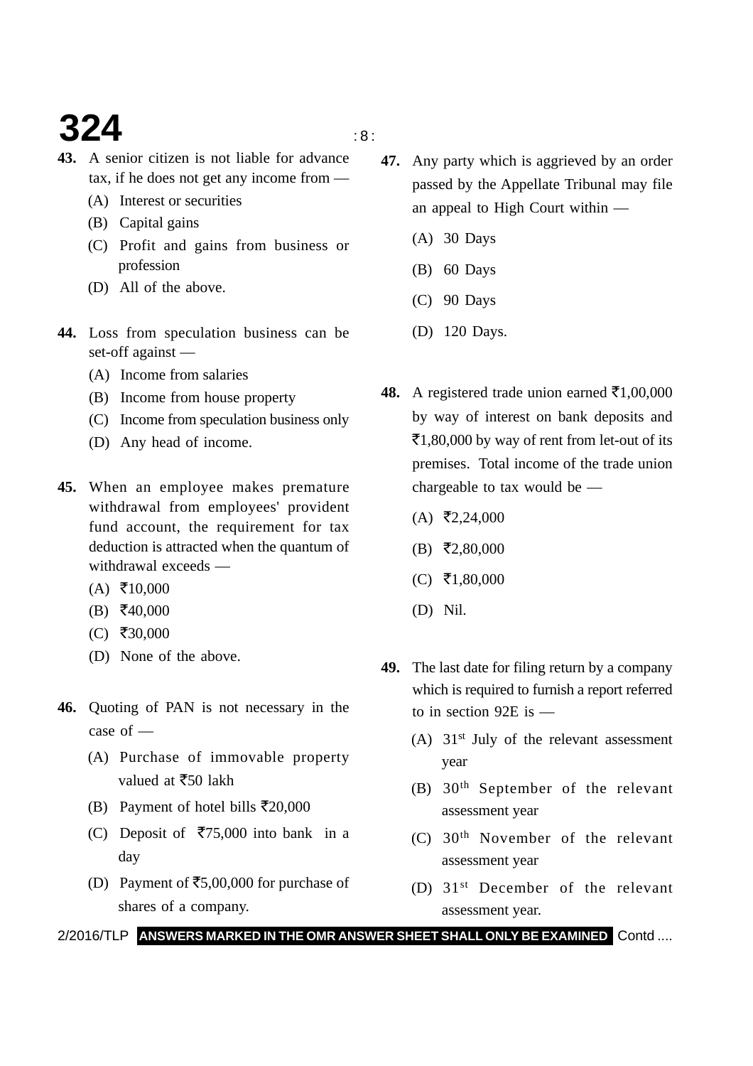**43.** A senior citizen is not liable for advance tax, if he does not get any income from —

(A) Interest or securities

(B) Capital gains

(C) Profit and gains from business or profession

(D) All of the above.

**44.** Loss from speculation business can be set-off against —

(A) Income from salaries

(B) Income from house property

(C) Income from speculation business only

(D) Any head of income.

**45.** When an employee makes premature withdrawal from employees' provident fund account, the requirement for tax deduction is attracted when the quantum of withdrawal exceeds —

(A) ₹10,000

(B) ₹40,000

(C) ₹30,000

(D) None of the above.

**46.** Quoting of PAN is not necessary in the case of —

(A) Purchase of immovable property valued at ₹50 lakh

(B) Payment of hotel bills ₹20,000

(C) Deposit of ₹75,000 into bank in a day

(D) Payment of ₹5,00,000 for purchase of shares of a company.

**47.** Any party which is aggrieved by an order passed by the Appellate Tribunal may file an appeal to High Court within —

(A) 30 Days

(B) 60 Days

(C) 90 Days

(D) 120 Days.

**48.** A registered trade union earned ₹1,00,000 by way of interest on bank deposits and ₹1,80,000 by way of rent from let-out of its premises. Total income of the trade union chargeable to tax would be —

(A) ₹2,24,000

(B) ₹2,80,000

(C) ₹1,80,000

(D) Nil.

**49.** The last date for filing return by a company which is required to furnish a report referred to in section 92E is —

(A) 31st July of the relevant assessment year

(B) 30th September of the relevant assessment year

(C) 30th November of the relevant assessment year

(D) 31st December of the relevant assessment year.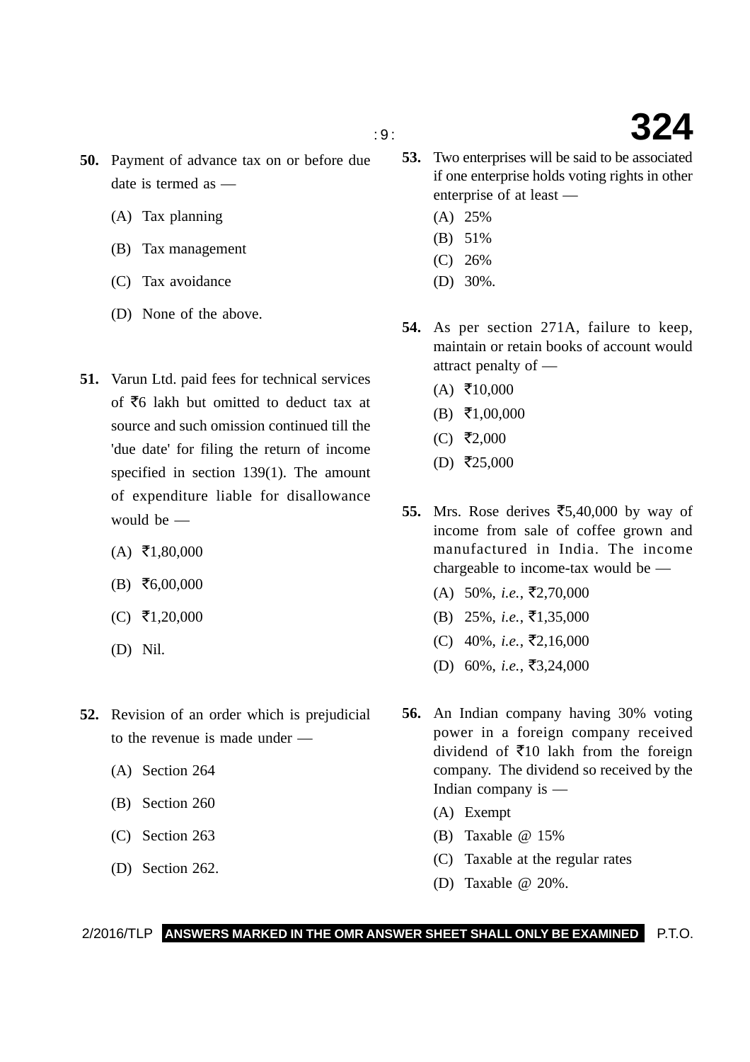**50.** Payment of advance tax on or before due date is termed as —

(A) Tax planning

(B) Tax management

(C) Tax avoidance

(D) None of the above.

**51.** Varun Ltd. paid fees for technical services of ₹6 lakh but omitted to deduct tax at source and such omission continued till the 'due date' for filing the return of income specified in section 139(1). The amount of expenditure liable for disallowance would be —

(A) ₹1,80,000

(B) ₹6,00,000

(C) ₹1,20,000

(D) Nil.

**52.** Revision of an order which is prejudicial to the revenue is made under —

(A) Section 264

(B) Section 260

(C) Section 263

(D) Section 262.

**53.** Two enterprises will be said to be associated if one enterprise holds voting rights in other enterprise of at least —

(A) 25%

(B) 51%

(C) 26%

(D) 30%.

**54.** As per section 271A, failure to keep, maintain or retain books of account would attract penalty of —

(A) ₹10,000

(B) ₹1,00,000

(C) ₹2,000

(D) ₹25,000

**55.** Mrs. Rose derives ₹5,40,000 by way of income from sale of coffee grown and manufactured in India. The income chargeable to income-tax would be —

(A) 50%, *i.e.*, ₹2,70,000

(B) 25%, *i.e.*, ₹1,35,000

(C) 40%, *i.e.*, ₹2,16,000

(D) 60%, *i.e.*, ₹3,24,000

**56.** An Indian company having 30% voting power in a foreign company received dividend of ₹10 lakh from the foreign company. The dividend so received by the Indian company is —

(A) Exempt

(B) Taxable @ 15%

(C) Taxable at the regular rates

(D) Taxable @ 20%.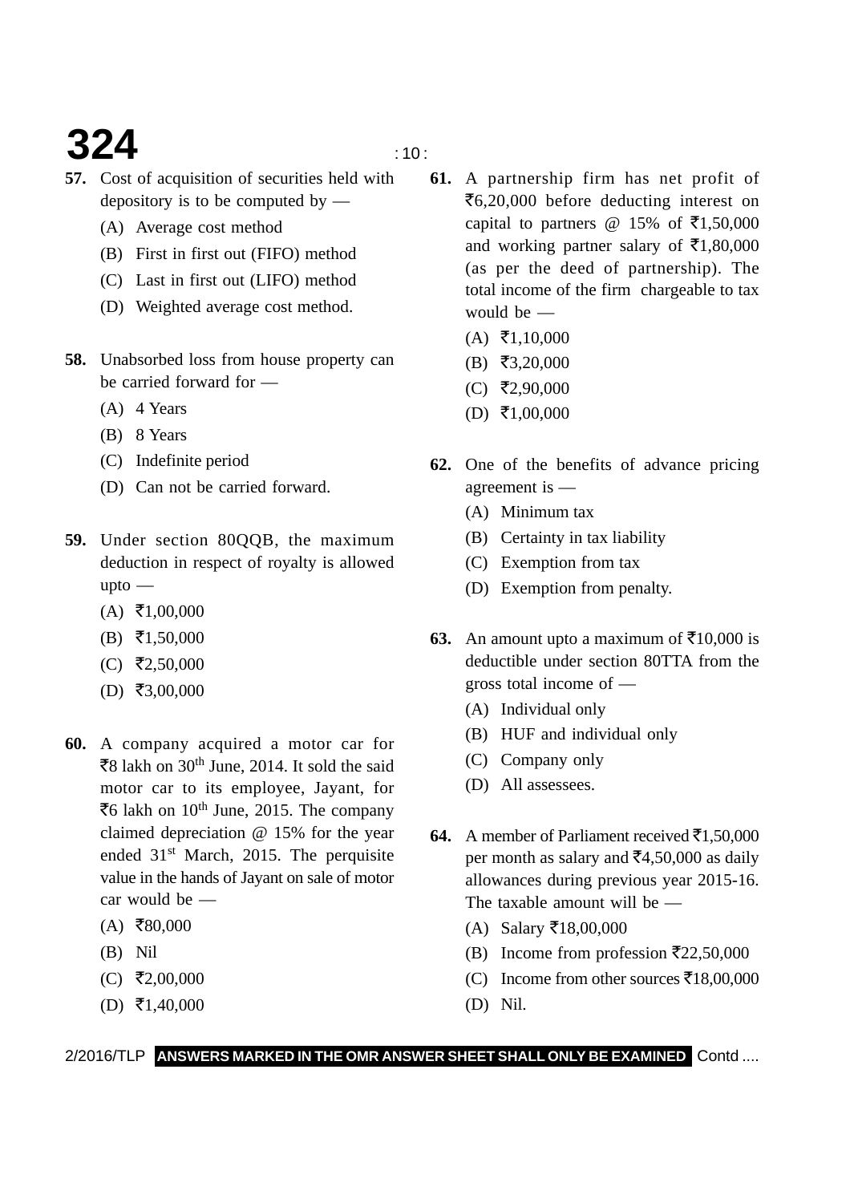**57.** Cost of acquisition of securities held with depository is to be computed by —

(A) Average cost method

(B) First in first out (FIFO) method

(C) Last in first out (LIFO) method

(D) Weighted average cost method.

**58.** Unabsorbed loss from house property can be carried forward for —

(A) 4 Years

(B) 8 Years

(C) Indefinite period

(D) Can not be carried forward.

**59.** Under section 80QQB, the maximum deduction in respect of royalty is allowed upto —

(A) ₹1,00,000

(B) ₹1,50,000

(C) ₹2,50,000

(D) ₹3,00,000

**60.** A company acquired a motor car for ₹8 lakh on 30th June, 2014. It sold the said motor car to its employee, Jayant, for ₹6 lakh on 10th June, 2015. The company claimed depreciation @ 15% for the year ended 31st March, 2015. The perquisite value in the hands of Jayant on sale of motor car would be —

(A) ₹80,000

(B) Nil

(C) ₹2,00,000

(D) ₹1,40,000

**61.** A partnership firm has net profit of ₹6,20,000 before deducting interest on capital to partners @ 15% of ₹1,50,000 and working partner salary of ₹1,80,000 (as per the deed of partnership). The total income of the firm chargeable to tax would be —

(A) ₹1,10,000

(B) ₹3,20,000

(C) ₹2,90,000

(D) ₹1,00,000

**62.** One of the benefits of advance pricing agreement is —

(A) Minimum tax

(B) Certainty in tax liability

(C) Exemption from tax

(D) Exemption from penalty.

**63.** An amount upto a maximum of ₹10,000 is deductible under section 80TTA from the gross total income of —

(A) Individual only

(B) HUF and individual only

(C) Company only

(D) All assessees.

**64.** A member of Parliament received ₹1,50,000 per month as salary and ₹4,50,000 as daily allowances during previous year 2015-16. The taxable amount will be —

(A) Salary ₹18,00,000

(B) Income from profession ₹22,50,000

(C) Income from other sources ₹18,00,000

(D) Nil.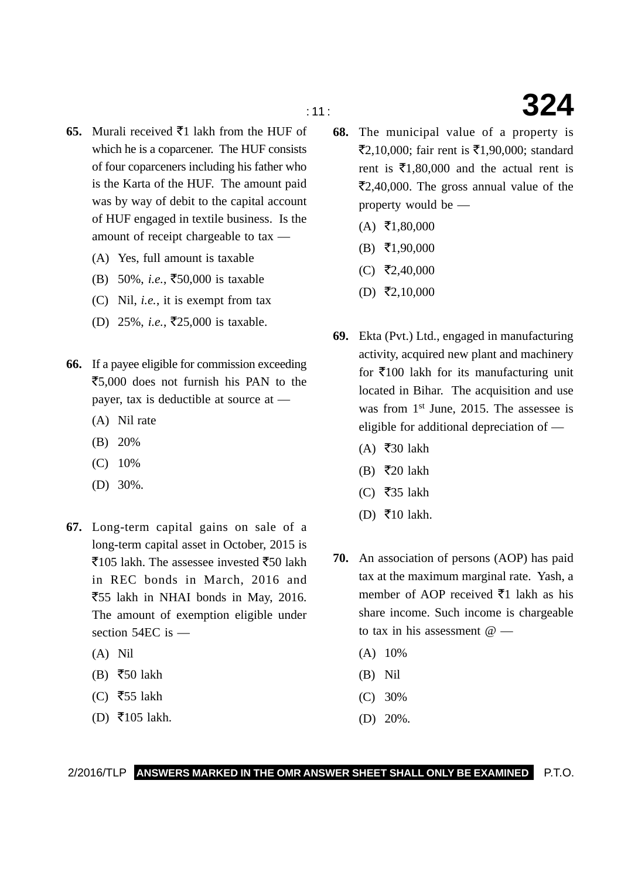**65.** Murali received ₹1 lakh from the HUF of which he is a coparcener. The HUF consists of four coparceners including his father who is the Karta of the HUF. The amount paid was by way of debit to the capital account of HUF engaged in textile business. Is the amount of receipt chargeable to tax —

(A) Yes, full amount is taxable

(B) 50%, *i.e.*, ₹50,000 is taxable

(C) Nil, *i.e.*, it is exempt from tax

(D) 25%, *i.e.*, ₹25,000 is taxable.

**66.** If a payee eligible for commission exceeding ₹5,000 does not furnish his PAN to the payer, tax is deductible at source at —

(A) Nil rate

(B) 20%

(C) 10%

(D) 30%.

**67.** Long-term capital gains on sale of a long-term capital asset in October, 2015 is ₹105 lakh. The assessee invested ₹50 lakh in REC bonds in March, 2016 and ₹55 lakh in NHAI bonds in May, 2016. The amount of exemption eligible under section 54EC is —

(A) Nil

(B) ₹50 lakh

(C) ₹55 lakh

(D) ₹105 lakh.

**68.** The municipal value of a property is ₹2,10,000; fair rent is ₹1,90,000; standard rent is ₹1,80,000 and the actual rent is ₹2,40,000. The gross annual value of the property would be —

(A) ₹1,80,000

(B) ₹1,90,000

(C) ₹2,40,000

(D) ₹2,10,000

**69.** Ekta (Pvt.) Ltd., engaged in manufacturing activity, acquired new plant and machinery for ₹100 lakh for its manufacturing unit located in Bihar. The acquisition and use was from 1st June, 2015. The assessee is eligible for additional depreciation of —

(A) ₹30 lakh

(B) ₹20 lakh

(C) ₹35 lakh

(D) ₹10 lakh.

**70.** An association of persons (AOP) has paid tax at the maximum marginal rate. Yash, a member of AOP received ₹1 lakh as his share income. Such income is chargeable to tax in his assessment @ —

(A) 10%

(B) Nil

(C) 30%

(D) 20%.

**ANSWERS MARKED IN THE OMR ANSWER SHEET SHALL ONLY BE EXAMINED**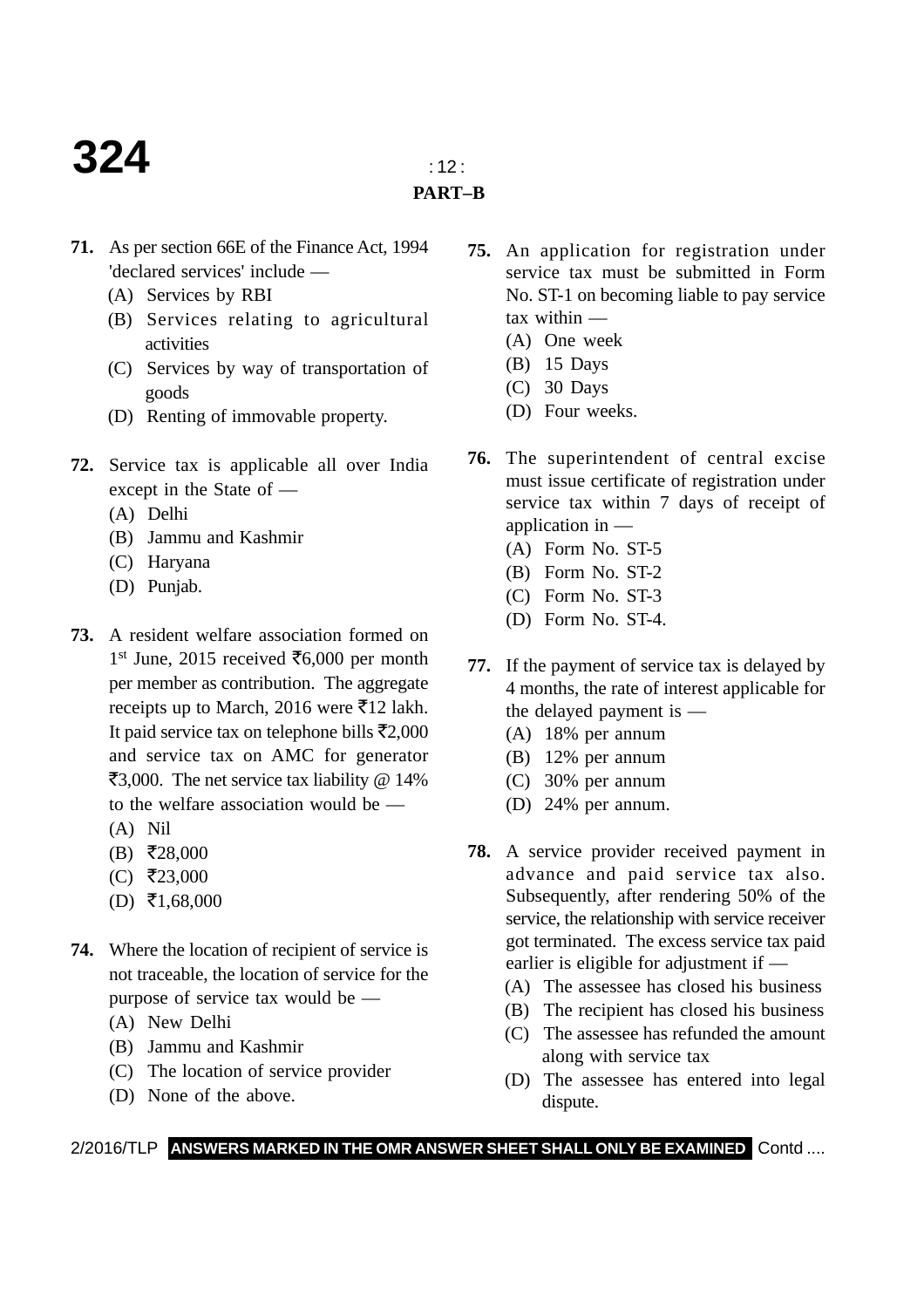## PART–B

**71.** As per section 66E of the Finance Act, 1994 'declared services' include —

(A) Services by RBI
(B) Services relating to agricultural activities
(C) Services by way of transportation of goods
(D) Renting of immovable property.

**72.** Service tax is applicable all over India except in the State of —

(A) Delhi
(B) Jammu and Kashmir
(C) Haryana
(D) Punjab.

**73.** A resident welfare association formed on 1st June, 2015 received ₹6,000 per month per member as contribution. The aggregate receipts up to March, 2016 were ₹12 lakh. It paid service tax on telephone bills ₹2,000 and service tax on AMC for generator ₹3,000. The net service tax liability @ 14% to the welfare association would be —

(A) Nil
(B) ₹28,000
(C) ₹23,000
(D) ₹1,68,000

**74.** Where the location of recipient of service is not traceable, the location of service for the purpose of service tax would be —

(A) New Delhi
(B) Jammu and Kashmir
(C) The location of service provider
(D) None of the above.

**75.** An application for registration under service tax must be submitted in Form No. ST-1 on becoming liable to pay service tax within —

(A) One week
(B) 15 Days
(C) 30 Days
(D) Four weeks.

**76.** The superintendent of central excise must issue certificate of registration under service tax within 7 days of receipt of application in —

(A) Form No. ST-5
(B) Form No. ST-2
(C) Form No. ST-3
(D) Form No. ST-4.

**77.** If the payment of service tax is delayed by 4 months, the rate of interest applicable for the delayed payment is —

(A) 18% per annum
(B) 12% per annum
(C) 30% per annum
(D) 24% per annum.

**78.** A service provider received payment in advance and paid service tax also. Subsequently, after rendering 50% of the service, the relationship with service receiver got terminated. The excess service tax paid earlier is eligible for adjustment if —

(A) The assessee has closed his business
(B) The recipient has closed his business
(C) The assessee has refunded the amount along with service tax
(D) The assessee has entered into legal dispute.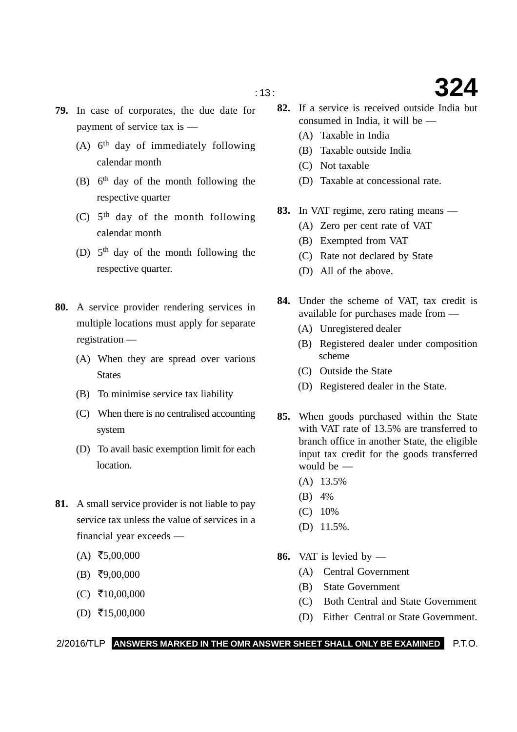**79.** In case of corporates, the due date for payment of service tax is —

(A) 6th day of immediately following calendar month

(B) 6th day of the month following the respective quarter

(C) 5th day of the month following calendar month

(D) 5th day of the month following the respective quarter.

**80.** A service provider rendering services in multiple locations must apply for separate registration —

(A) When they are spread over various States

(B) To minimise service tax liability

(C) When there is no centralised accounting system

(D) To avail basic exemption limit for each location.

**81.** A small service provider is not liable to pay service tax unless the value of services in a financial year exceeds —

(A) ₹5,00,000

(B) ₹9,00,000

(C) ₹10,00,000

(D) ₹15,00,000

**82.** If a service is received outside India but consumed in India, it will be —

(A) Taxable in India

(B) Taxable outside India

(C) Not taxable

(D) Taxable at concessional rate.

**83.** In VAT regime, zero rating means —

(A) Zero per cent rate of VAT

(B) Exempted from VAT

(C) Rate not declared by State

(D) All of the above.

**84.** Under the scheme of VAT, tax credit is available for purchases made from —

(A) Unregistered dealer

(B) Registered dealer under composition scheme

(C) Outside the State

(D) Registered dealer in the State.

**85.** When goods purchased within the State with VAT rate of 13.5% are transferred to branch office in another State, the eligible input tax credit for the goods transferred would be —

(A) 13.5%

(B) 4%

(C) 10%

(D) 11.5%.

**86.** VAT is levied by —

(A) Central Government

(B) State Government

(C) Both Central and State Government

(D) Either Central or State Government.

2/2016/TLP **ANSWERS MARKED IN THE OMR ANSWER SHEET SHALL ONLY BE EXAMINED** P.T.O.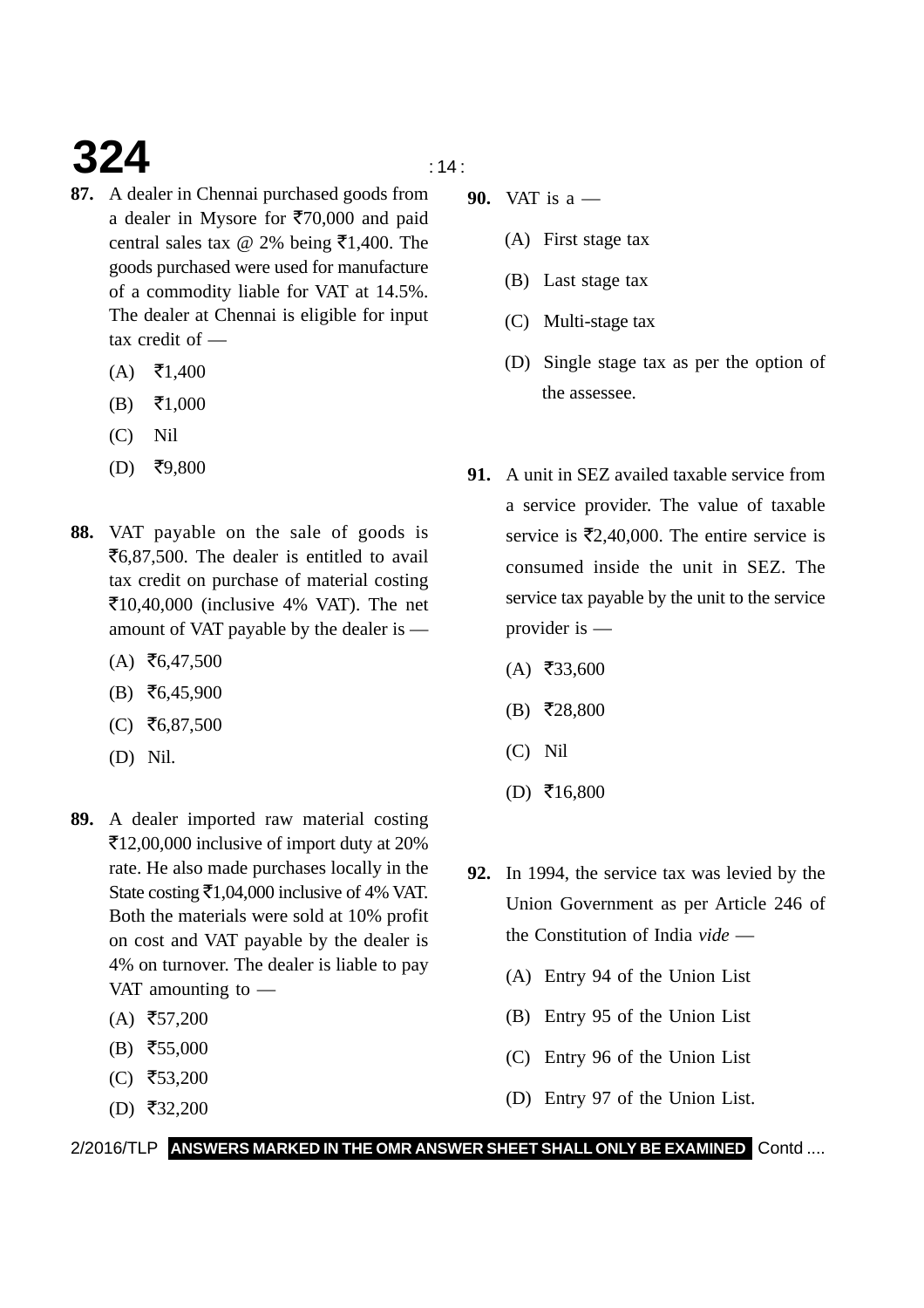**87.** A dealer in Chennai purchased goods from a dealer in Mysore for ₹70,000 and paid central sales tax @ 2% being ₹1,400. The goods purchased were used for manufacture of a commodity liable for VAT at 14.5%. The dealer at Chennai is eligible for input tax credit of —

(A) ₹1,400

(B) ₹1,000

(C) Nil

(D) ₹9,800

**88.** VAT payable on the sale of goods is ₹6,87,500. The dealer is entitled to avail tax credit on purchase of material costing ₹10,40,000 (inclusive 4% VAT). The net amount of VAT payable by the dealer is —

(A) ₹6,47,500

(B) ₹6,45,900

(C) ₹6,87,500

(D) Nil.

**89.** A dealer imported raw material costing ₹12,00,000 inclusive of import duty at 20% rate. He also made purchases locally in the State costing ₹1,04,000 inclusive of 4% VAT. Both the materials were sold at 10% profit on cost and VAT payable by the dealer is 4% on turnover. The dealer is liable to pay VAT amounting to —

(A) ₹57,200

(B) ₹55,000

(C) ₹53,200

(D) ₹32,200

**90.** VAT is a —

(A) First stage tax

(B) Last stage tax

(C) Multi-stage tax

(D) Single stage tax as per the option of the assessee.

**91.** A unit in SEZ availed taxable service from a service provider. The value of taxable service is ₹2,40,000. The entire service is consumed inside the unit in SEZ. The service tax payable by the unit to the service provider is —

(A) ₹33,600

(B) ₹28,800

(C) Nil

(D) ₹16,800

**92.** In 1994, the service tax was levied by the Union Government as per Article 246 of the Constitution of India *vide* —

(A) Entry 94 of the Union List

(B) Entry 95 of the Union List

(C) Entry 96 of the Union List

(D) Entry 97 of the Union List.

**ANSWERS MARKED IN THE OMR ANSWER SHEET SHALL ONLY BE EXAMINED**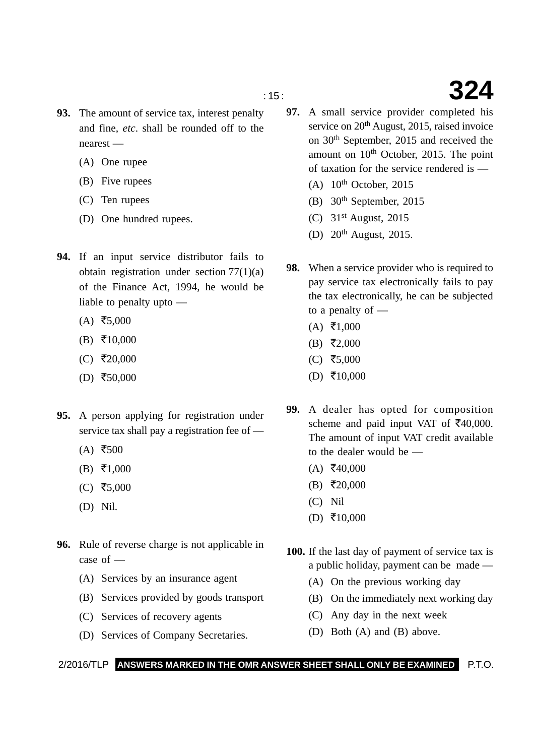**93.** The amount of service tax, interest penalty and fine, *etc*. shall be rounded off to the nearest —

(A) One rupee

(B) Five rupees

(C) Ten rupees

(D) One hundred rupees.

**94.** If an input service distributor fails to obtain registration under section 77(1)(a) of the Finance Act, 1994, he would be liable to penalty upto —

(A) ₹5,000

(B) ₹10,000

(C) ₹20,000

(D) ₹50,000

**95.** A person applying for registration under service tax shall pay a registration fee of —

(A) ₹500

(B) ₹1,000

(C) ₹5,000

(D) Nil.

**96.** Rule of reverse charge is not applicable in case of —

(A) Services by an insurance agent

(B) Services provided by goods transport

(C) Services of recovery agents

(D) Services of Company Secretaries.

**97.** A small service provider completed his service on 20th August, 2015, raised invoice on 30th September, 2015 and received the amount on 10th October, 2015. The point of taxation for the service rendered is —

(A) 10th October, 2015

(B) 30th September, 2015

(C) 31st August, 2015

(D) 20th August, 2015.

**98.** When a service provider who is required to pay service tax electronically fails to pay the tax electronically, he can be subjected to a penalty of —

(A) ₹1,000

(B) ₹2,000

(C) ₹5,000

(D) ₹10,000

**99.** A dealer has opted for composition scheme and paid input VAT of ₹40,000. The amount of input VAT credit available to the dealer would be —

(A) ₹40,000

(B) ₹20,000

(C) Nil

(D) ₹10,000

**100.** If the last day of payment of service tax is a public holiday, payment can be made —

(A) On the previous working day

(B) On the immediately next working day

(C) Any day in the next week

(D) Both (A) and (B) above.

**ANSWERS MARKED IN THE OMR ANSWER SHEET SHALL ONLY BE EXAMINED**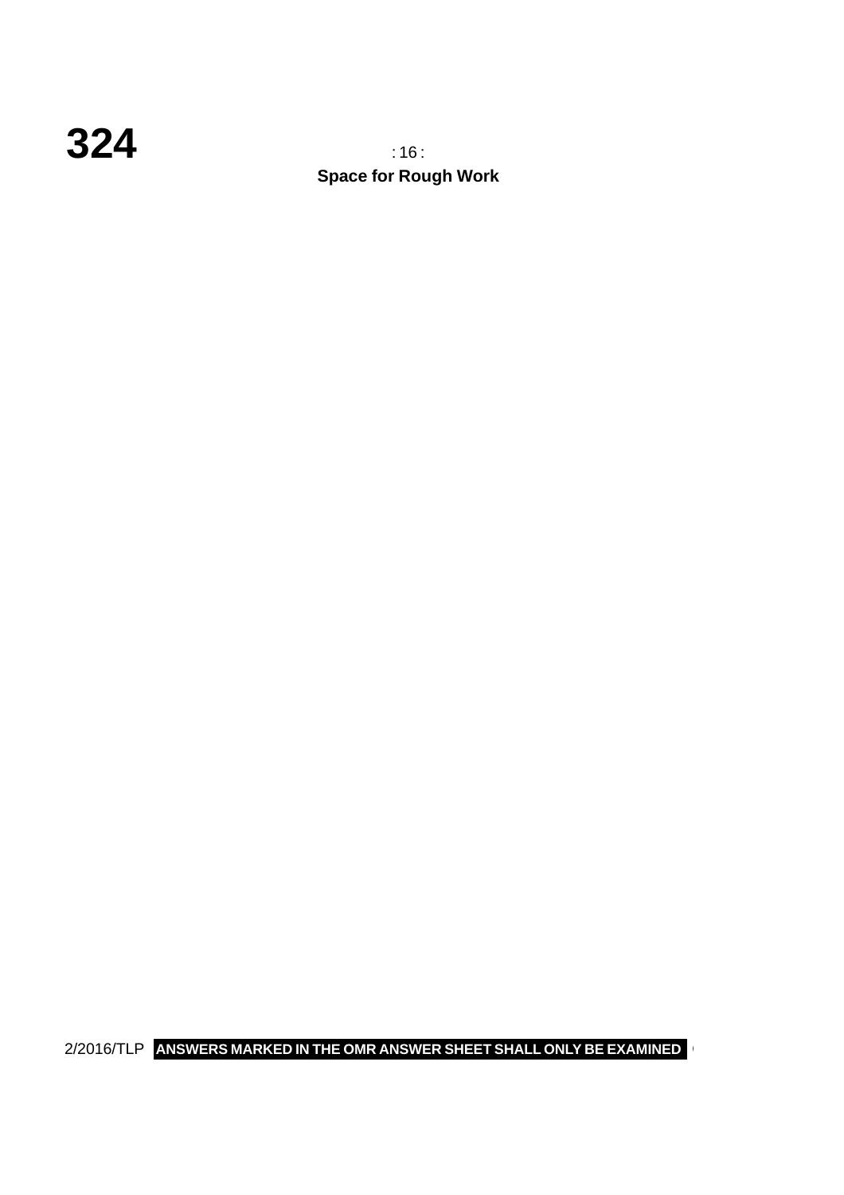**Space for Rough Work**

**ANSWERS MARKED IN THE OMR ANSWER SHEET SHALL ONLY BE EXAMINED**